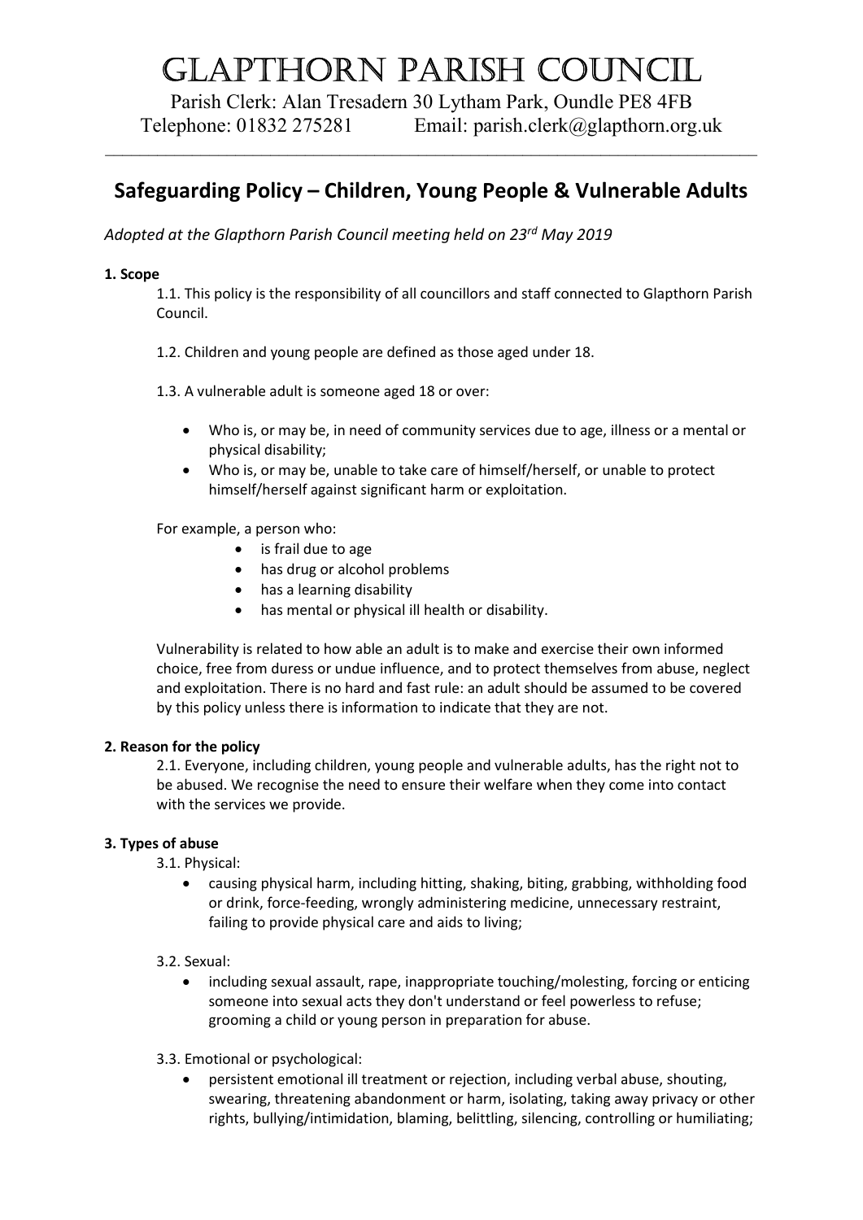# Glapthorn Parish Council

Parish Clerk: Alan Tresadern 30 Lytham Park, Oundle PE8 4FB
Telephone: 01832 275281 Email: parish.clerk@glapthorn.org.uk

---

## Safeguarding Policy – Children, Young People & Vulnerable Adults

*Adopted at the Glapthorn Parish Council meeting held on 23rd May 2019*

**1. Scope**

1.1. This policy is the responsibility of all councillors and staff connected to Glapthorn Parish Council.

1.2. Children and young people are defined as those aged under 18.

1.3. A vulnerable adult is someone aged 18 or over:

- Who is, or may be, in need of community services due to age, illness or a mental or physical disability;
- Who is, or may be, unable to take care of himself/herself, or unable to protect himself/herself against significant harm or exploitation.

For example, a person who:

- is frail due to age
- has drug or alcohol problems
- has a learning disability
- has mental or physical ill health or disability.

Vulnerability is related to how able an adult is to make and exercise their own informed choice, free from duress or undue influence, and to protect themselves from abuse, neglect and exploitation. There is no hard and fast rule: an adult should be assumed to be covered by this policy unless there is information to indicate that they are not.

**2. Reason for the policy**

2.1. Everyone, including children, young people and vulnerable adults, has the right not to be abused. We recognise the need to ensure their welfare when they come into contact with the services we provide.

**3. Types of abuse**

3.1. Physical:

- causing physical harm, including hitting, shaking, biting, grabbing, withholding food or drink, force-feeding, wrongly administering medicine, unnecessary restraint, failing to provide physical care and aids to living;

3.2. Sexual:

- including sexual assault, rape, inappropriate touching/molesting, forcing or enticing someone into sexual acts they don't understand or feel powerless to refuse; grooming a child or young person in preparation for abuse.

3.3. Emotional or psychological:

- persistent emotional ill treatment or rejection, including verbal abuse, shouting, swearing, threatening abandonment or harm, isolating, taking away privacy or other rights, bullying/intimidation, blaming, belittling, silencing, controlling or humiliating;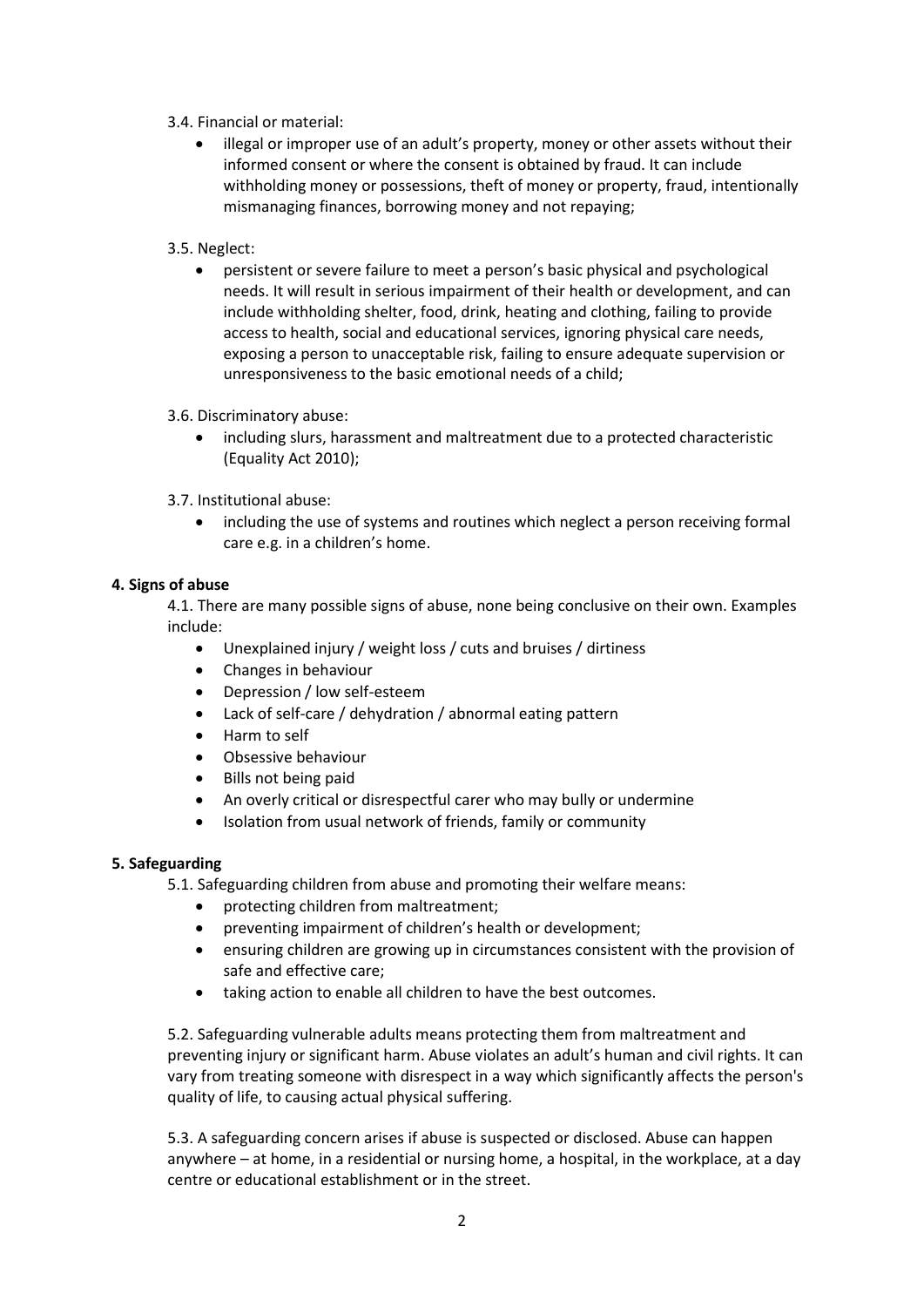3.4. Financial or material:

- illegal or improper use of an adult's property, money or other assets without their informed consent or where the consent is obtained by fraud. It can include withholding money or possessions, theft of money or property, fraud, intentionally mismanaging finances, borrowing money and not repaying;

3.5. Neglect:

- persistent or severe failure to meet a person's basic physical and psychological needs. It will result in serious impairment of their health or development, and can include withholding shelter, food, drink, heating and clothing, failing to provide access to health, social and educational services, ignoring physical care needs, exposing a person to unacceptable risk, failing to ensure adequate supervision or unresponsiveness to the basic emotional needs of a child;

3.6. Discriminatory abuse:

- including slurs, harassment and maltreatment due to a protected characteristic (Equality Act 2010);

3.7. Institutional abuse:

- including the use of systems and routines which neglect a person receiving formal care e.g. in a children's home.

**4. Signs of abuse**

4.1. There are many possible signs of abuse, none being conclusive on their own. Examples include:

- Unexplained injury / weight loss / cuts and bruises / dirtiness
- Changes in behaviour
- Depression / low self-esteem
- Lack of self-care / dehydration / abnormal eating pattern
- Harm to self
- Obsessive behaviour
- Bills not being paid
- An overly critical or disrespectful carer who may bully or undermine
- Isolation from usual network of friends, family or community

**5. Safeguarding**

5.1. Safeguarding children from abuse and promoting their welfare means:

- protecting children from maltreatment;
- preventing impairment of children's health or development;
- ensuring children are growing up in circumstances consistent with the provision of safe and effective care;
- taking action to enable all children to have the best outcomes.

5.2. Safeguarding vulnerable adults means protecting them from maltreatment and preventing injury or significant harm. Abuse violates an adult's human and civil rights. It can vary from treating someone with disrespect in a way which significantly affects the person's quality of life, to causing actual physical suffering.

5.3. A safeguarding concern arises if abuse is suspected or disclosed. Abuse can happen anywhere – at home, in a residential or nursing home, a hospital, in the workplace, at a day centre or educational establishment or in the street.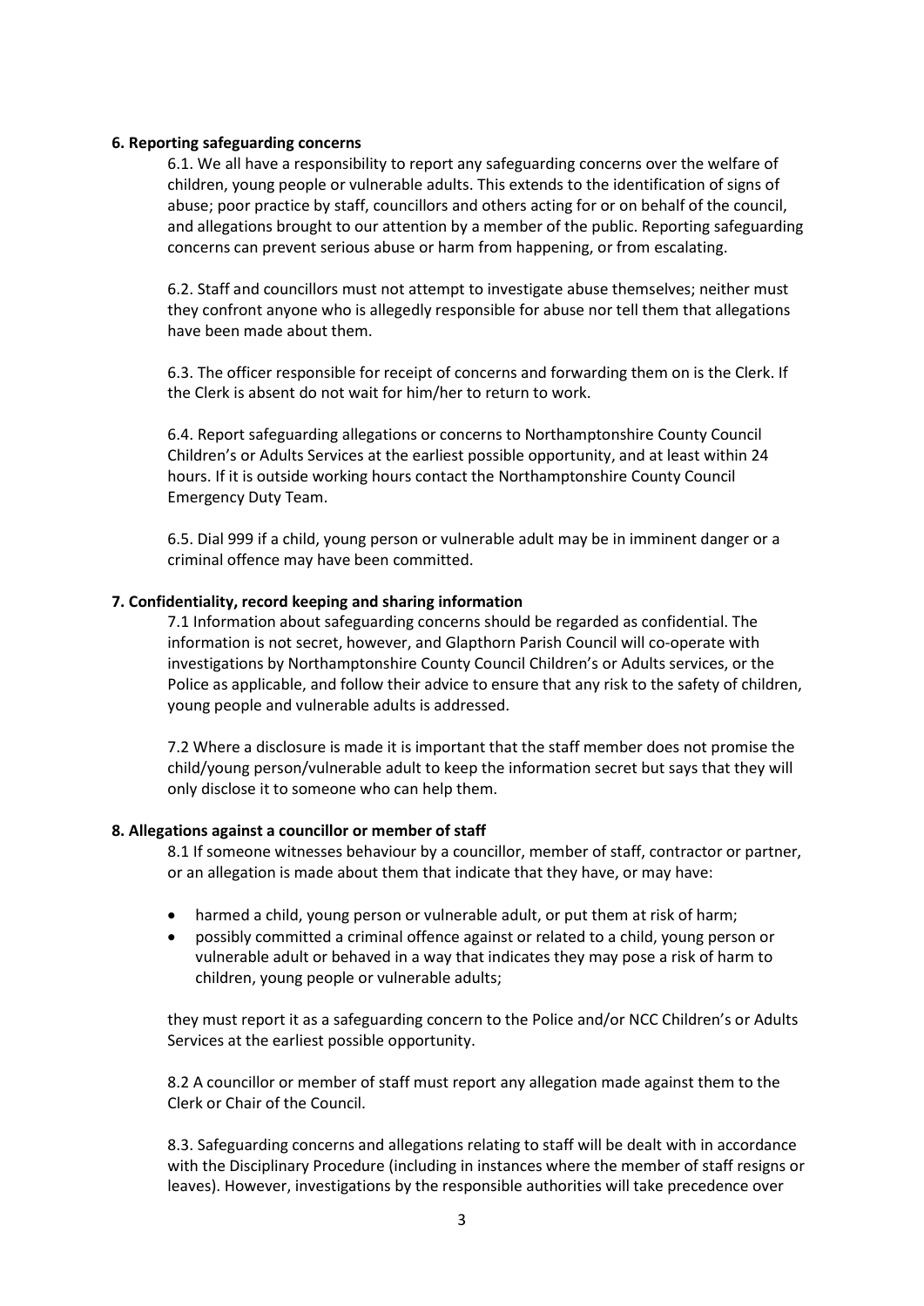### 6. Reporting safeguarding concerns

6.1. We all have a responsibility to report any safeguarding concerns over the welfare of children, young people or vulnerable adults. This extends to the identification of signs of abuse; poor practice by staff, councillors and others acting for or on behalf of the council, and allegations brought to our attention by a member of the public. Reporting safeguarding concerns can prevent serious abuse or harm from happening, or from escalating.

6.2. Staff and councillors must not attempt to investigate abuse themselves; neither must they confront anyone who is allegedly responsible for abuse nor tell them that allegations have been made about them.

6.3. The officer responsible for receipt of concerns and forwarding them on is the Clerk. If the Clerk is absent do not wait for him/her to return to work.

6.4. Report safeguarding allegations or concerns to Northamptonshire County Council Children's or Adults Services at the earliest possible opportunity, and at least within 24 hours. If it is outside working hours contact the Northamptonshire County Council Emergency Duty Team.

6.5. Dial 999 if a child, young person or vulnerable adult may be in imminent danger or a criminal offence may have been committed.

### 7. Confidentiality, record keeping and sharing information

7.1 Information about safeguarding concerns should be regarded as confidential. The information is not secret, however, and Glapthorn Parish Council will co-operate with investigations by Northamptonshire County Council Children's or Adults services, or the Police as applicable, and follow their advice to ensure that any risk to the safety of children, young people and vulnerable adults is addressed.

7.2 Where a disclosure is made it is important that the staff member does not promise the child/young person/vulnerable adult to keep the information secret but says that they will only disclose it to someone who can help them.

### 8. Allegations against a councillor or member of staff

8.1 If someone witnesses behaviour by a councillor, member of staff, contractor or partner, or an allegation is made about them that indicate that they have, or may have:

- harmed a child, young person or vulnerable adult, or put them at risk of harm;
- possibly committed a criminal offence against or related to a child, young person or vulnerable adult or behaved in a way that indicates they may pose a risk of harm to children, young people or vulnerable adults;

they must report it as a safeguarding concern to the Police and/or NCC Children's or Adults Services at the earliest possible opportunity.

8.2 A councillor or member of staff must report any allegation made against them to the Clerk or Chair of the Council.

8.3. Safeguarding concerns and allegations relating to staff will be dealt with in accordance with the Disciplinary Procedure (including in instances where the member of staff resigns or leaves). However, investigations by the responsible authorities will take precedence over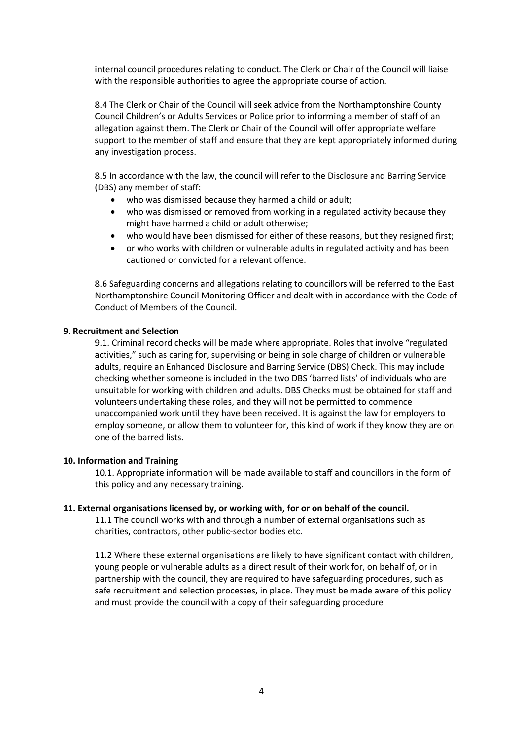internal council procedures relating to conduct. The Clerk or Chair of the Council will liaise with the responsible authorities to agree the appropriate course of action.

8.4 The Clerk or Chair of the Council will seek advice from the Northamptonshire County Council Children's or Adults Services or Police prior to informing a member of staff of an allegation against them. The Clerk or Chair of the Council will offer appropriate welfare support to the member of staff and ensure that they are kept appropriately informed during any investigation process.

8.5 In accordance with the law, the council will refer to the Disclosure and Barring Service (DBS) any member of staff:

- who was dismissed because they harmed a child or adult;
- who was dismissed or removed from working in a regulated activity because they might have harmed a child or adult otherwise;
- who would have been dismissed for either of these reasons, but they resigned first;
- or who works with children or vulnerable adults in regulated activity and has been cautioned or convicted for a relevant offence.

8.6 Safeguarding concerns and allegations relating to councillors will be referred to the East Northamptonshire Council Monitoring Officer and dealt with in accordance with the Code of Conduct of Members of the Council.

**9. Recruitment and Selection**

9.1. Criminal record checks will be made where appropriate. Roles that involve "regulated activities," such as caring for, supervising or being in sole charge of children or vulnerable adults, require an Enhanced Disclosure and Barring Service (DBS) Check. This may include checking whether someone is included in the two DBS 'barred lists' of individuals who are unsuitable for working with children and adults. DBS Checks must be obtained for staff and volunteers undertaking these roles, and they will not be permitted to commence unaccompanied work until they have been received. It is against the law for employers to employ someone, or allow them to volunteer for, this kind of work if they know they are on one of the barred lists.

**10. Information and Training**

10.1. Appropriate information will be made available to staff and councillors in the form of this policy and any necessary training.

**11. External organisations licensed by, or working with, for or on behalf of the council.**

11.1 The council works with and through a number of external organisations such as charities, contractors, other public-sector bodies etc.

11.2 Where these external organisations are likely to have significant contact with children, young people or vulnerable adults as a direct result of their work for, on behalf of, or in partnership with the council, they are required to have safeguarding procedures, such as safe recruitment and selection processes, in place. They must be made aware of this policy and must provide the council with a copy of their safeguarding procedure